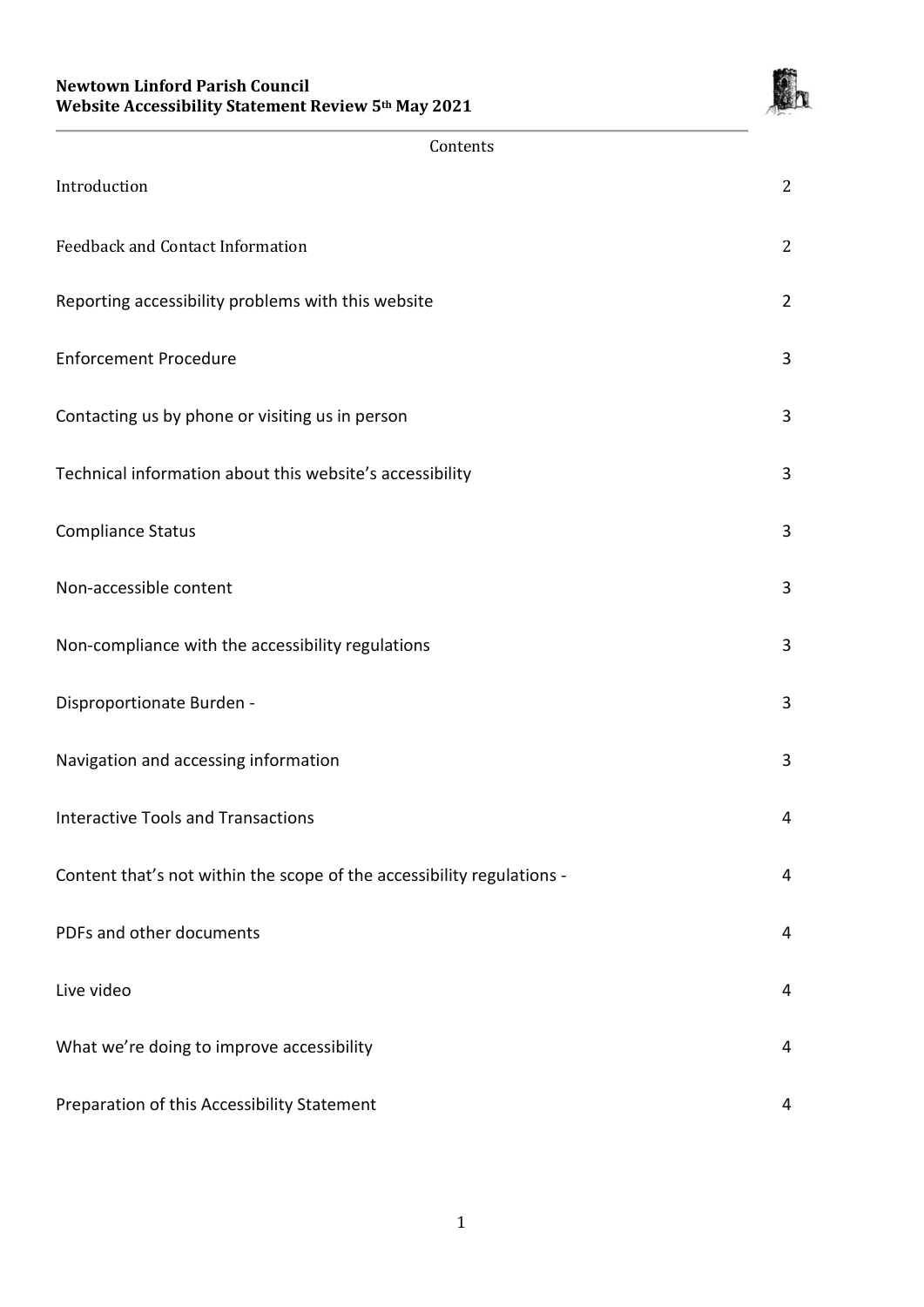**Newtown Linford Parish Council**
**Website Accessibility Statement Review 5th May 2021**

Contents

| | |
|---|---|
| Introduction | 2 |
| Feedback and Contact Information | 2 |
| Reporting accessibility problems with this website | 2 |
| Enforcement Procedure | 3 |
| Contacting us by phone or visiting us in person | 3 |
| Technical information about this website's accessibility | 3 |
| Compliance Status | 3 |
| Non-accessible content | 3 |
| Non-compliance with the accessibility regulations | 3 |
| Disproportionate Burden - | 3 |
| Navigation and accessing information | 3 |
| Interactive Tools and Transactions | 4 |
| Content that's not within the scope of the accessibility regulations - | 4 |
| PDFs and other documents | 4 |
| Live video | 4 |
| What we're doing to improve accessibility | 4 |
| Preparation of this Accessibility Statement | 4 |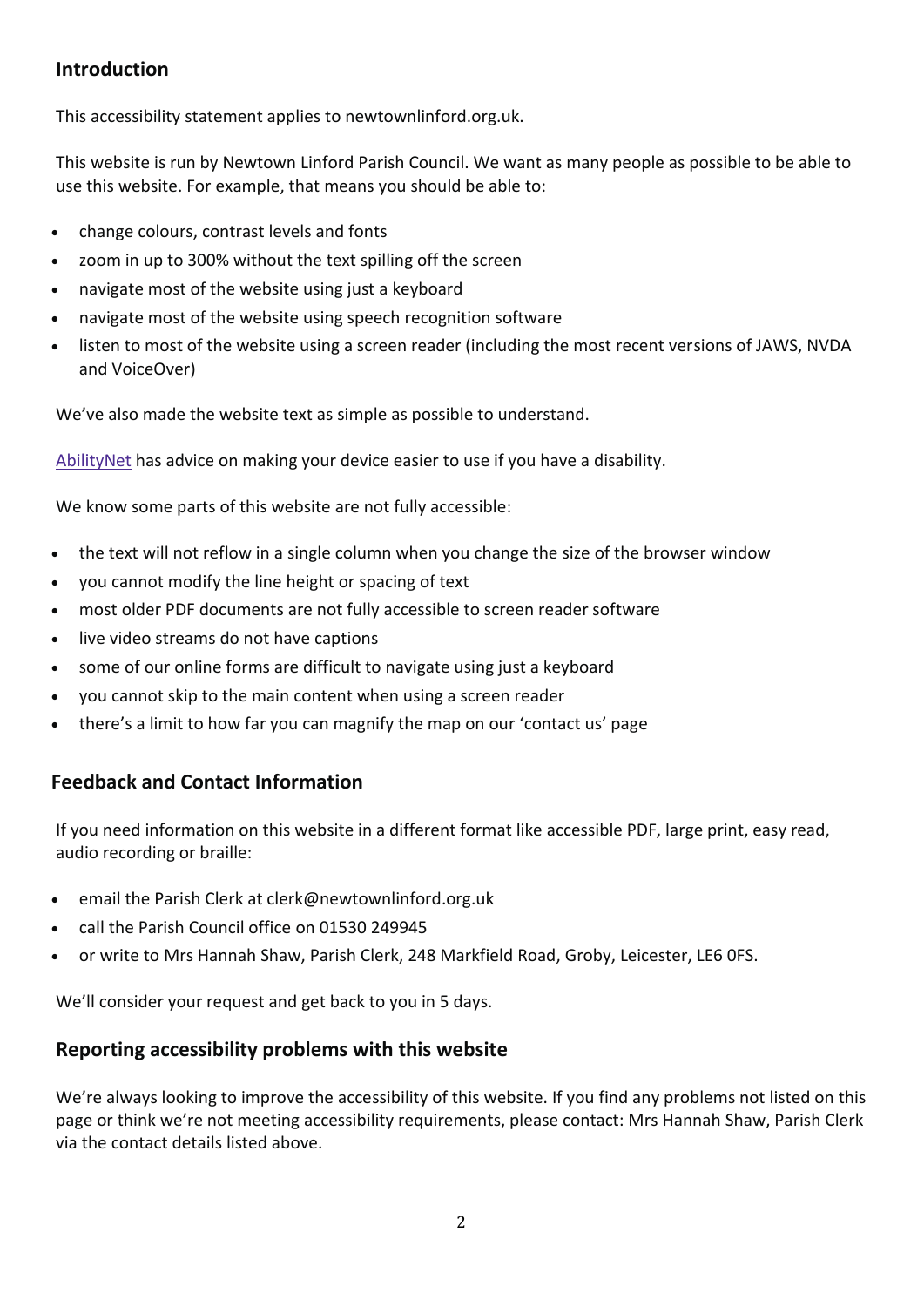## Introduction

This accessibility statement applies to newtownlinford.org.uk.

This website is run by Newtown Linford Parish Council. We want as many people as possible to be able to use this website. For example, that means you should be able to:

- change colours, contrast levels and fonts
- zoom in up to 300% without the text spilling off the screen
- navigate most of the website using just a keyboard
- navigate most of the website using speech recognition software
- listen to most of the website using a screen reader (including the most recent versions of JAWS, NVDA and VoiceOver)

We've also made the website text as simple as possible to understand.

AbilityNet has advice on making your device easier to use if you have a disability.

We know some parts of this website are not fully accessible:

- the text will not reflow in a single column when you change the size of the browser window
- you cannot modify the line height or spacing of text
- most older PDF documents are not fully accessible to screen reader software
- live video streams do not have captions
- some of our online forms are difficult to navigate using just a keyboard
- you cannot skip to the main content when using a screen reader
- there's a limit to how far you can magnify the map on our 'contact us' page

## Feedback and Contact Information

If you need information on this website in a different format like accessible PDF, large print, easy read, audio recording or braille:

- email the Parish Clerk at clerk@newtownlinford.org.uk
- call the Parish Council office on 01530 249945
- or write to Mrs Hannah Shaw, Parish Clerk, 248 Markfield Road, Groby, Leicester, LE6 0FS.

We'll consider your request and get back to you in 5 days.

## Reporting accessibility problems with this website

We're always looking to improve the accessibility of this website. If you find any problems not listed on this page or think we're not meeting accessibility requirements, please contact: Mrs Hannah Shaw, Parish Clerk via the contact details listed above.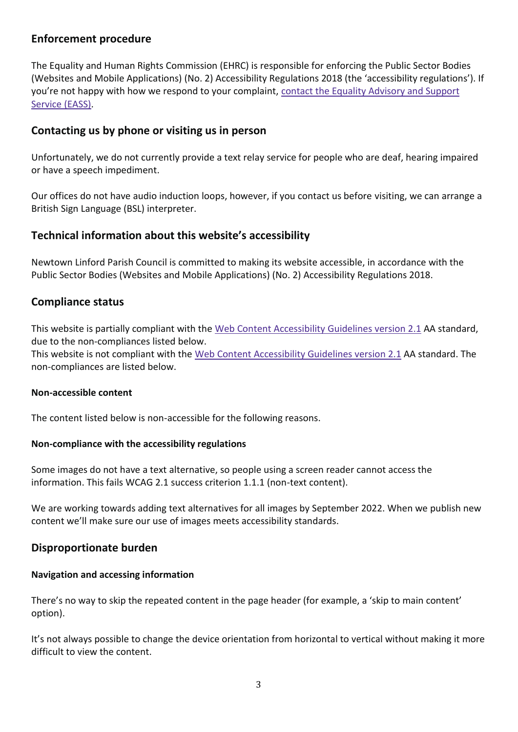## Enforcement procedure

The Equality and Human Rights Commission (EHRC) is responsible for enforcing the Public Sector Bodies (Websites and Mobile Applications) (No. 2) Accessibility Regulations 2018 (the 'accessibility regulations'). If you're not happy with how we respond to your complaint, [contact the Equality Advisory and Support Service (EASS)](#).

## Contacting us by phone or visiting us in person

Unfortunately, we do not currently provide a text relay service for people who are deaf, hearing impaired or have a speech impediment.

Our offices do not have audio induction loops, however, if you contact us before visiting, we can arrange a British Sign Language (BSL) interpreter.

## Technical information about this website's accessibility

Newtown Linford Parish Council is committed to making its website accessible, in accordance with the Public Sector Bodies (Websites and Mobile Applications) (No. 2) Accessibility Regulations 2018.

## Compliance status

This website is partially compliant with the [Web Content Accessibility Guidelines version 2.1](#) AA standard, due to the non-compliances listed below.
This website is not compliant with the [Web Content Accessibility Guidelines version 2.1](#) AA standard. The non-compliances are listed below.

### Non-accessible content

The content listed below is non-accessible for the following reasons.

### Non-compliance with the accessibility regulations

Some images do not have a text alternative, so people using a screen reader cannot access the information. This fails WCAG 2.1 success criterion 1.1.1 (non-text content).

We are working towards adding text alternatives for all images by September 2022. When we publish new content we'll make sure our use of images meets accessibility standards.

## Disproportionate burden

### Navigation and accessing information

There's no way to skip the repeated content in the page header (for example, a 'skip to main content' option).

It's not always possible to change the device orientation from horizontal to vertical without making it more difficult to view the content.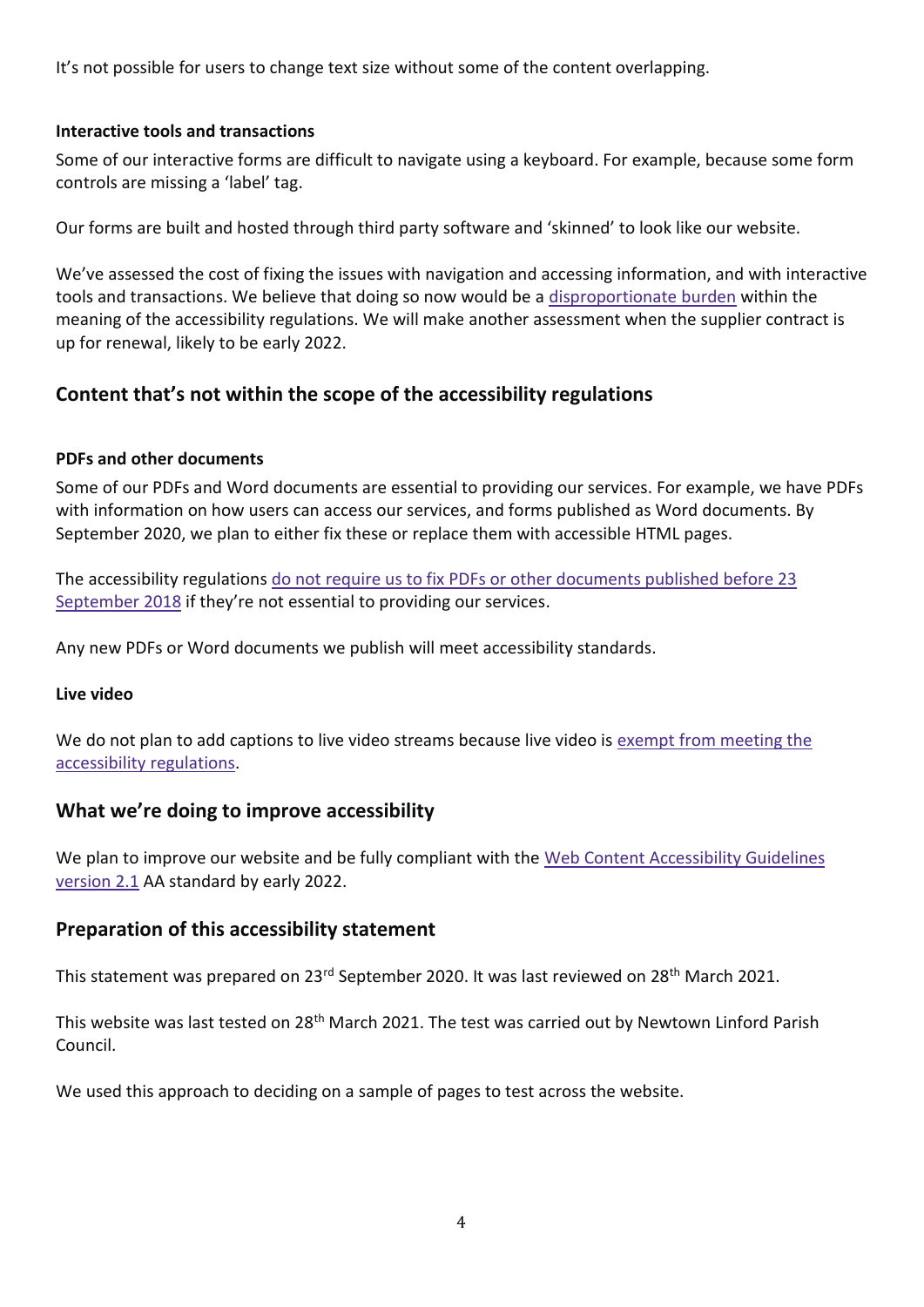It's not possible for users to change text size without some of the content overlapping.

#### Interactive tools and transactions

Some of our interactive forms are difficult to navigate using a keyboard. For example, because some form controls are missing a 'label' tag.

Our forms are built and hosted through third party software and 'skinned' to look like our website.

We've assessed the cost of fixing the issues with navigation and accessing information, and with interactive tools and transactions. We believe that doing so now would be a disproportionate burden within the meaning of the accessibility regulations. We will make another assessment when the supplier contract is up for renewal, likely to be early 2022.

## Content that's not within the scope of the accessibility regulations

#### PDFs and other documents

Some of our PDFs and Word documents are essential to providing our services. For example, we have PDFs with information on how users can access our services, and forms published as Word documents. By September 2020, we plan to either fix these or replace them with accessible HTML pages.

The accessibility regulations do not require us to fix PDFs or other documents published before 23 September 2018 if they're not essential to providing our services.

Any new PDFs or Word documents we publish will meet accessibility standards.

#### Live video

We do not plan to add captions to live video streams because live video is exempt from meeting the accessibility regulations.

## What we're doing to improve accessibility

We plan to improve our website and be fully compliant with the Web Content Accessibility Guidelines version 2.1 AA standard by early 2022.

## Preparation of this accessibility statement

This statement was prepared on 23rd September 2020. It was last reviewed on 28th March 2021.

This website was last tested on 28th March 2021. The test was carried out by Newtown Linford Parish Council.

We used this approach to deciding on a sample of pages to test across the website.